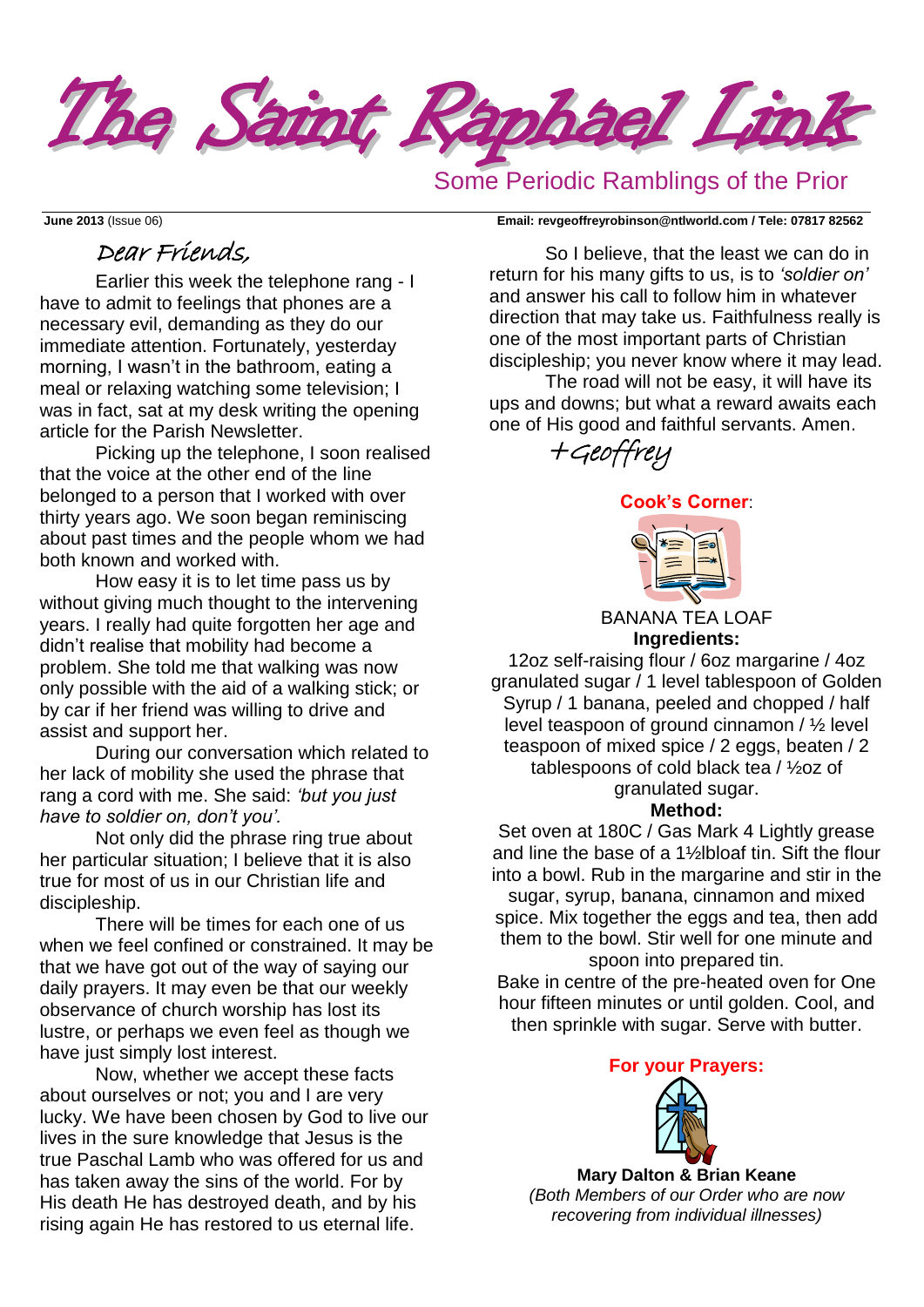# The Saint Raphael Link

Some Periodic Ramblings of the Prior

**June 2013** (Issue 06) **Email: revgeoffreyrobinson@ntlworld.com / Tele: 07817 82562**

## Dear Friends,

Earlier this week the telephone rang - I have to admit to feelings that phones are a necessary evil, demanding as they do our immediate attention. Fortunately, yesterday morning, I wasn't in the bathroom, eating a meal or relaxing watching some television; I was in fact, sat at my desk writing the opening article for the Parish Newsletter.

Picking up the telephone, I soon realised that the voice at the other end of the line belonged to a person that I worked with over thirty years ago. We soon began reminiscing about past times and the people whom we had both known and worked with.

How easy it is to let time pass us by without giving much thought to the intervening years. I really had quite forgotten her age and didn't realise that mobility had become a problem. She told me that walking was now only possible with the aid of a walking stick; or by car if her friend was willing to drive and assist and support her.

During our conversation which related to her lack of mobility she used the phrase that rang a cord with me. She said: *'but you just have to soldier on, don't you'.*

Not only did the phrase ring true about her particular situation; I believe that it is also true for most of us in our Christian life and discipleship.

There will be times for each one of us when we feel confined or constrained. It may be that we have got out of the way of saying our daily prayers. It may even be that our weekly observance of church worship has lost its lustre, or perhaps we even feel as though we have just simply lost interest.

Now, whether we accept these facts about ourselves or not; you and I are very lucky. We have been chosen by God to live our lives in the sure knowledge that Jesus is the true Paschal Lamb who was offered for us and has taken away the sins of the world. For by His death He has destroyed death, and by his rising again He has restored to us eternal life.

So I believe, that the least we can do in return for his many gifts to us, is to *'soldier on'* and answer his call to follow him in whatever direction that may take us. Faithfulness really is one of the most important parts of Christian discipleship; you never know where it may lead.

The road will not be easy, it will have its ups and downs; but what a reward awaits each one of His good and faithful servants. Amen.

+Geoffrey

## Cook's Corner:

BANANA TEA LOAF

**Ingredients:**

12oz self-raising flour / 6oz margarine / 4oz granulated sugar / 1 level tablespoon of Golden Syrup / 1 banana, peeled and chopped / half level teaspoon of ground cinnamon / ½ level teaspoon of mixed spice / 2 eggs, beaten / 2 tablespoons of cold black tea / ½oz of granulated sugar.

**Method:**

Set oven at 180C / Gas Mark 4 Lightly grease and line the base of a 1½lbloaf tin. Sift the flour into a bowl. Rub in the margarine and stir in the sugar, syrup, banana, cinnamon and mixed spice. Mix together the eggs and tea, then add them to the bowl. Stir well for one minute and spoon into prepared tin.

Bake in centre of the pre-heated oven for One hour fifteen minutes or until golden. Cool, and then sprinkle with sugar. Serve with butter.

## For your Prayers:

**Mary Dalton & Brian Keane**

*(Both Members of our Order who are now recovering from individual illnesses)*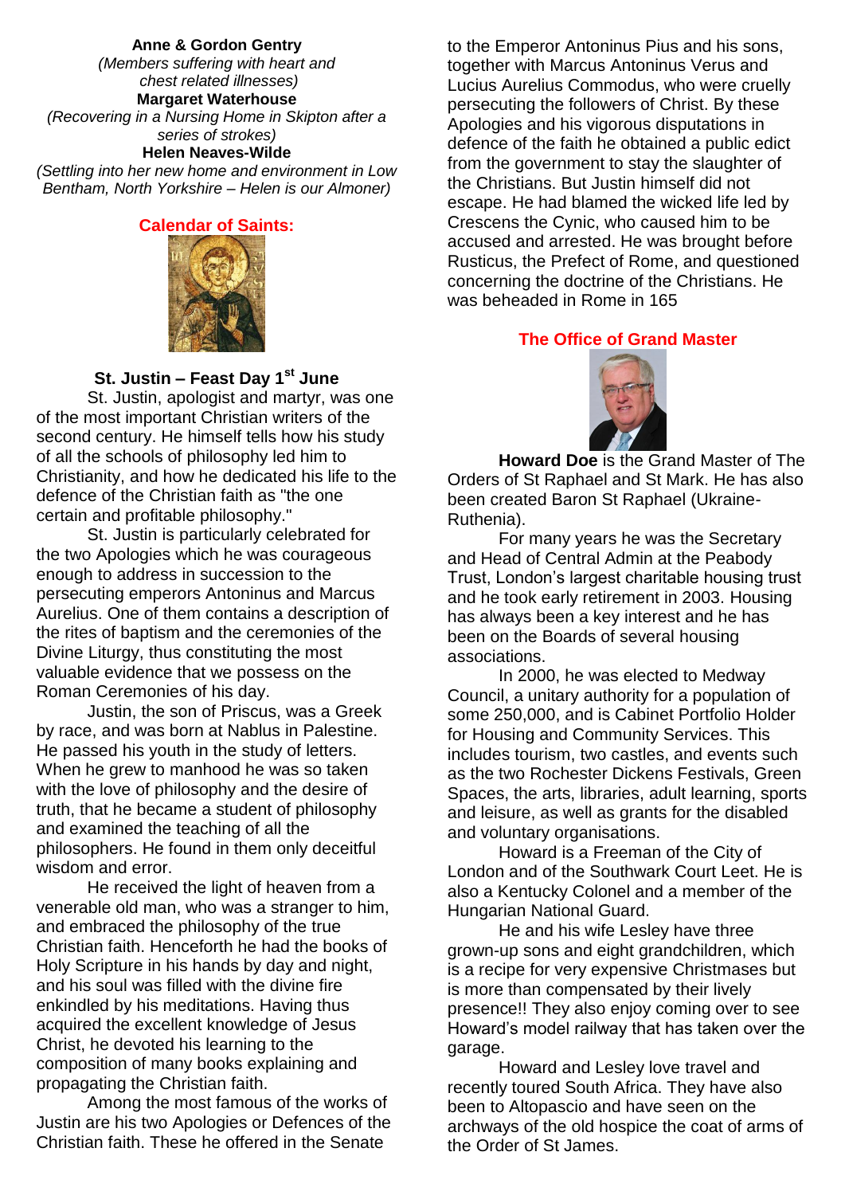**Anne & Gordon Gentry**

*(Members suffering with heart and chest related illnesses)*

**Margaret Waterhouse**

*(Recovering in a Nursing Home in Skipton after a series of strokes)*

**Helen Neaves-Wilde**

*(Settling into her new home and environment in Low Bentham, North Yorkshire – Helen is our Almoner)*

## Calendar of Saints:

### St. Justin – Feast Day 1st June

St. Justin, apologist and martyr, was one of the most important Christian writers of the second century. He himself tells how his study of all the schools of philosophy led him to Christianity, and how he dedicated his life to the defence of the Christian faith as "the one certain and profitable philosophy."

St. Justin is particularly celebrated for the two Apologies which he was courageous enough to address in succession to the persecuting emperors Antoninus and Marcus Aurelius. One of them contains a description of the rites of baptism and the ceremonies of the Divine Liturgy, thus constituting the most valuable evidence that we possess on the Roman Ceremonies of his day.

Justin, the son of Priscus, was a Greek by race, and was born at Nablus in Palestine. He passed his youth in the study of letters. When he grew to manhood he was so taken with the love of philosophy and the desire of truth, that he became a student of philosophy and examined the teaching of all the philosophers. He found in them only deceitful wisdom and error.

He received the light of heaven from a venerable old man, who was a stranger to him, and embraced the philosophy of the true Christian faith. Henceforth he had the books of Holy Scripture in his hands by day and night, and his soul was filled with the divine fire enkindled by his meditations. Having thus acquired the excellent knowledge of Jesus Christ, he devoted his learning to the composition of many books explaining and propagating the Christian faith.

Among the most famous of the works of Justin are his two Apologies or Defences of the Christian faith. These he offered in the Senate to the Emperor Antoninus Pius and his sons, together with Marcus Antoninus Verus and Lucius Aurelius Commodus, who were cruelly persecuting the followers of Christ. By these Apologies and his vigorous disputations in defence of the faith he obtained a public edict from the government to stay the slaughter of the Christians. But Justin himself did not escape. He had blamed the wicked life led by Crescens the Cynic, who caused him to be accused and arrested. He was brought before Rusticus, the Prefect of Rome, and questioned concerning the doctrine of the Christians. He was beheaded in Rome in 165

## The Office of Grand Master

**Howard Doe** is the Grand Master of The Orders of St Raphael and St Mark. He has also been created Baron St Raphael (Ukraine-Ruthenia).

For many years he was the Secretary and Head of Central Admin at the Peabody Trust, London's largest charitable housing trust and he took early retirement in 2003. Housing has always been a key interest and he has been on the Boards of several housing associations.

In 2000, he was elected to Medway Council, a unitary authority for a population of some 250,000, and is Cabinet Portfolio Holder for Housing and Community Services. This includes tourism, two castles, and events such as the two Rochester Dickens Festivals, Green Spaces, the arts, libraries, adult learning, sports and leisure, as well as grants for the disabled and voluntary organisations.

Howard is a Freeman of the City of London and of the Southwark Court Leet. He is also a Kentucky Colonel and a member of the Hungarian National Guard.

He and his wife Lesley have three grown-up sons and eight grandchildren, which is a recipe for very expensive Christmases but is more than compensated by their lively presence!! They also enjoy coming over to see Howard's model railway that has taken over the garage.

Howard and Lesley love travel and recently toured South Africa. They have also been to Altopascio and have seen on the archways of the old hospice the coat of arms of the Order of St James.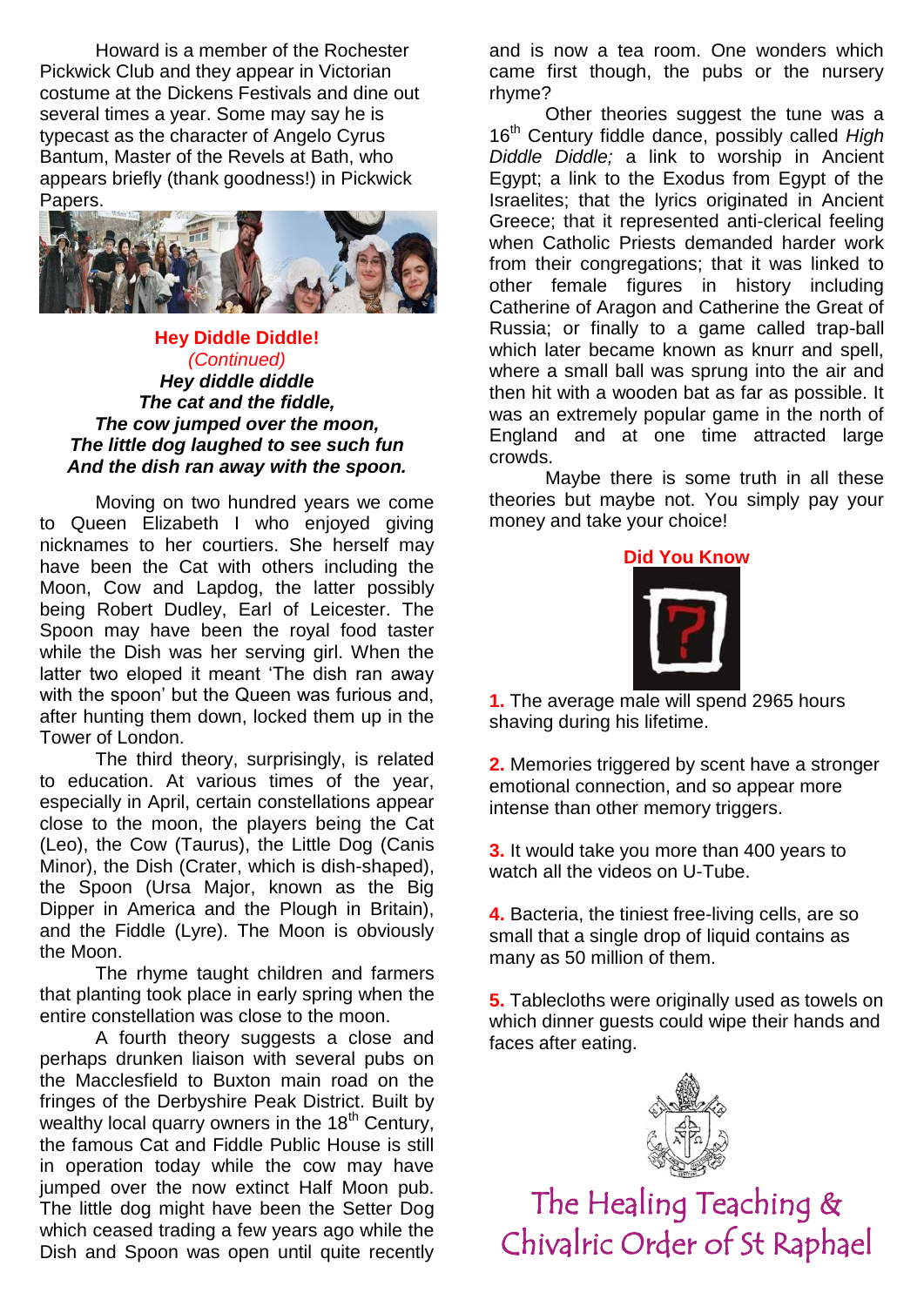Howard is a member of the Rochester Pickwick Club and they appear in Victorian costume at the Dickens Festivals and dine out several times a year. Some may say he is typecast as the character of Angelo Cyrus Bantum, Master of the Revels at Bath, who appears briefly (thank goodness!) in Pickwick Papers.

## Hey Diddle Diddle!

*(Continued)*

***Hey diddle diddle***
***The cat and the fiddle,***
***The cow jumped over the moon,***
***The little dog laughed to see such fun***
***And the dish ran away with the spoon.***

Moving on two hundred years we come to Queen Elizabeth I who enjoyed giving nicknames to her courtiers. She herself may have been the Cat with others including the Moon, Cow and Lapdog, the latter possibly being Robert Dudley, Earl of Leicester. The Spoon may have been the royal food taster while the Dish was her serving girl. When the latter two eloped it meant 'The dish ran away with the spoon' but the Queen was furious and, after hunting them down, locked them up in the Tower of London.

The third theory, surprisingly, is related to education. At various times of the year, especially in April, certain constellations appear close to the moon, the players being the Cat (Leo), the Cow (Taurus), the Little Dog (Canis Minor), the Dish (Crater, which is dish-shaped), the Spoon (Ursa Major, known as the Big Dipper in America and the Plough in Britain), and the Fiddle (Lyre). The Moon is obviously the Moon.

The rhyme taught children and farmers that planting took place in early spring when the entire constellation was close to the moon.

A fourth theory suggests a close and perhaps drunken liaison with several pubs on the Macclesfield to Buxton main road on the fringes of the Derbyshire Peak District. Built by wealthy local quarry owners in the 18th Century, the famous Cat and Fiddle Public House is still in operation today while the cow may have jumped over the now extinct Half Moon pub. The little dog might have been the Setter Dog which ceased trading a few years ago while the Dish and Spoon was open until quite recently and is now a tea room. One wonders which came first though, the pubs or the nursery rhyme?

Other theories suggest the tune was a 16th Century fiddle dance, possibly called *High Diddle Diddle;* a link to worship in Ancient Egypt; a link to the Exodus from Egypt of the Israelites; that the lyrics originated in Ancient Greece; that it represented anti-clerical feeling when Catholic Priests demanded harder work from their congregations; that it was linked to other female figures in history including Catherine of Aragon and Catherine the Great of Russia; or finally to a game called trap-ball which later became known as knurr and spell, where a small ball was sprung into the air and then hit with a wooden bat as far as possible. It was an extremely popular game in the north of England and at one time attracted large crowds.

Maybe there is some truth in all these theories but maybe not. You simply pay your money and take your choice!

## Did You Know

**1.** The average male will spend 2965 hours shaving during his lifetime.

**2.** Memories triggered by scent have a stronger emotional connection, and so appear more intense than other memory triggers.

**3.** It would take you more than 400 years to watch all the videos on U-Tube.

**4.** Bacteria, the tiniest free-living cells, are so small that a single drop of liquid contains as many as 50 million of them.

**5.** Tablecloths were originally used as towels on which dinner guests could wipe their hands and faces after eating.

The Healing Teaching & Chivalric Order of St Raphael